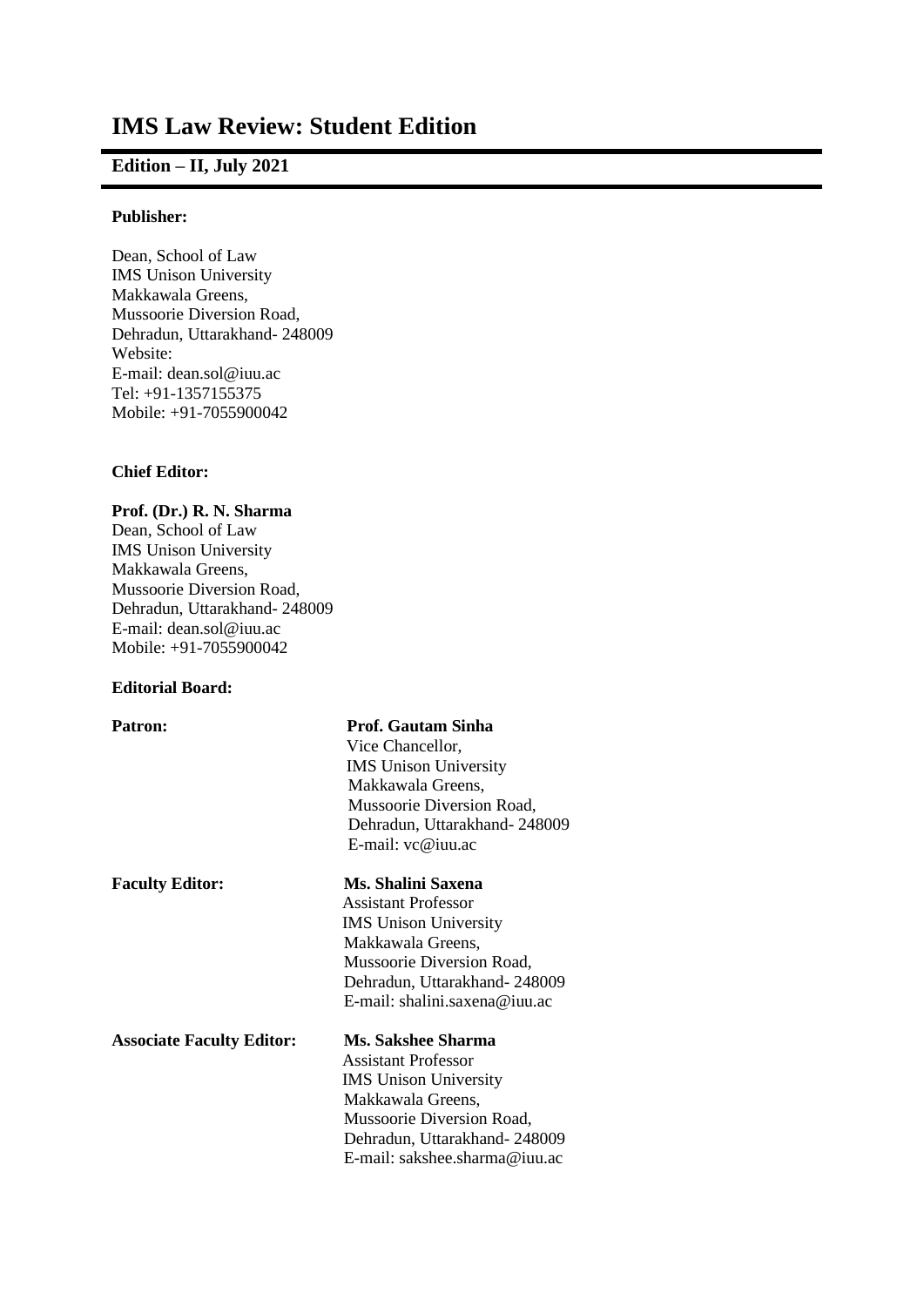# IMS Law Review: Student Edition

## Edition – II, July 2021

**Publisher:**

Dean, School of Law
IMS Unison University
Makkawala Greens,
Mussoorie Diversion Road,
Dehradun, Uttarakhand- 248009
Website:
E-mail: dean.sol@iuu.ac
Tel: +91-1357155375
Mobile: +91-7055900042

**Chief Editor:**

**Prof. (Dr.) R. N. Sharma**
Dean, School of Law
IMS Unison University
Makkawala Greens,
Mussoorie Diversion Road,
Dehradun, Uttarakhand- 248009
E-mail: dean.sol@iuu.ac
Mobile: +91-7055900042

**Editorial Board:**

**Patron:** **Prof. Gautam Sinha**
Vice Chancellor,
IMS Unison University
Makkawala Greens,
Mussoorie Diversion Road,
Dehradun, Uttarakhand- 248009
E-mail: vc@iuu.ac

**Faculty Editor:** **Ms. Shalini Saxena**
Assistant Professor
IMS Unison University
Makkawala Greens,
Mussoorie Diversion Road,
Dehradun, Uttarakhand- 248009
E-mail: shalini.saxena@iuu.ac

**Associate Faculty Editor:** **Ms. Sakshee Sharma**
Assistant Professor
IMS Unison University
Makkawala Greens,
Mussoorie Diversion Road,
Dehradun, Uttarakhand- 248009
E-mail: sakshee.sharma@iuu.ac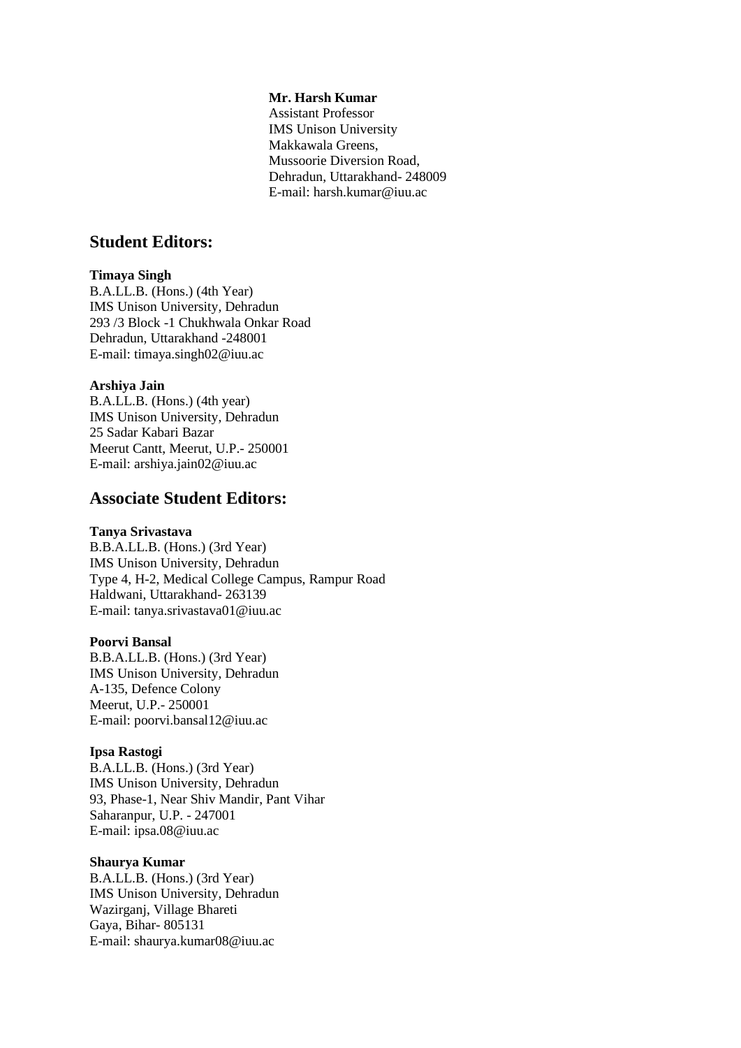**Mr. Harsh Kumar**
Assistant Professor
IMS Unison University
Makkawala Greens,
Mussoorie Diversion Road,
Dehradun, Uttarakhand- 248009
E-mail: harsh.kumar@iuu.ac

## Student Editors:

**Timaya Singh**
B.A.LL.B. (Hons.) (4th Year)
IMS Unison University, Dehradun
293 /3 Block -1 Chukhwala Onkar Road
Dehradun, Uttarakhand -248001
E-mail: timaya.singh02@iuu.ac

**Arshiya Jain**
B.A.LL.B. (Hons.) (4th year)
IMS Unison University, Dehradun
25 Sadar Kabari Bazar
Meerut Cantt, Meerut, U.P.- 250001
E-mail: arshiya.jain02@iuu.ac

## Associate Student Editors:

**Tanya Srivastava**
B.B.A.LL.B. (Hons.) (3rd Year)
IMS Unison University, Dehradun
Type 4, H-2, Medical College Campus, Rampur Road
Haldwani, Uttarakhand- 263139
E-mail: tanya.srivastava01@iuu.ac

**Poorvi Bansal**
B.B.A.LL.B. (Hons.) (3rd Year)
IMS Unison University, Dehradun
A-135, Defence Colony
Meerut, U.P.- 250001
E-mail: poorvi.bansal12@iuu.ac

**Ipsa Rastogi**
B.A.LL.B. (Hons.) (3rd Year)
IMS Unison University, Dehradun
93, Phase-1, Near Shiv Mandir, Pant Vihar
Saharanpur, U.P. - 247001
E-mail: ipsa.08@iuu.ac

**Shaurya Kumar**
B.A.LL.B. (Hons.) (3rd Year)
IMS Unison University, Dehradun
Wazirganj, Village Bhareti
Gaya, Bihar- 805131
E-mail: shaurya.kumar08@iuu.ac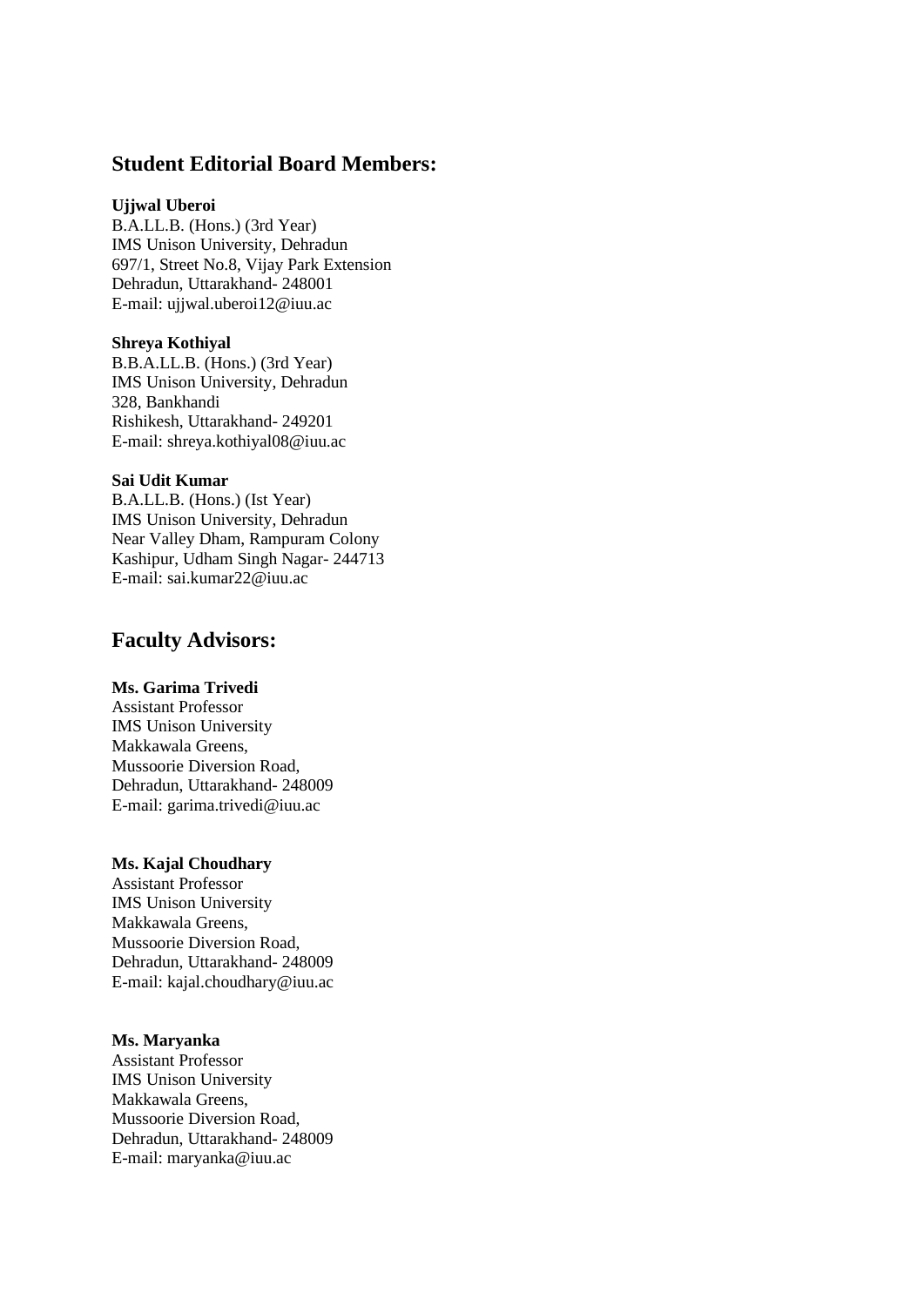## Student Editorial Board Members:

**Ujjwal Uberoi**
B.A.LL.B. (Hons.) (3rd Year)
IMS Unison University, Dehradun
697/1, Street No.8, Vijay Park Extension
Dehradun, Uttarakhand- 248001
E-mail: ujjwal.uberoi12@iuu.ac

**Shreya Kothiyal**
B.B.A.LL.B. (Hons.) (3rd Year)
IMS Unison University, Dehradun
328, Bankhandi
Rishikesh, Uttarakhand- 249201
E-mail: shreya.kothiyal08@iuu.ac

**Sai Udit Kumar**
B.A.LL.B. (Hons.) (Ist Year)
IMS Unison University, Dehradun
Near Valley Dham, Rampuram Colony
Kashipur, Udham Singh Nagar- 244713
E-mail: sai.kumar22@iuu.ac

## Faculty Advisors:

**Ms. Garima Trivedi**
Assistant Professor
IMS Unison University
Makkawala Greens,
Mussoorie Diversion Road,
Dehradun, Uttarakhand- 248009
E-mail: garima.trivedi@iuu.ac

**Ms. Kajal Choudhary**
Assistant Professor
IMS Unison University
Makkawala Greens,
Mussoorie Diversion Road,
Dehradun, Uttarakhand- 248009
E-mail: kajal.choudhary@iuu.ac

**Ms. Maryanka**
Assistant Professor
IMS Unison University
Makkawala Greens,
Mussoorie Diversion Road,
Dehradun, Uttarakhand- 248009
E-mail: maryanka@iuu.ac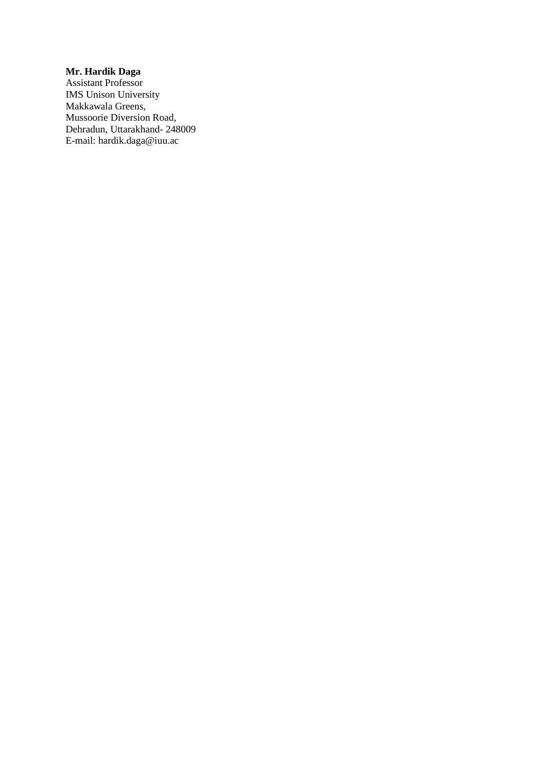**Mr. Hardik Daga**
Assistant Professor
IMS Unison University
Makkawala Greens,
Mussoorie Diversion Road,
Dehradun, Uttarakhand- 248009
E-mail: hardik.daga@iuu.ac